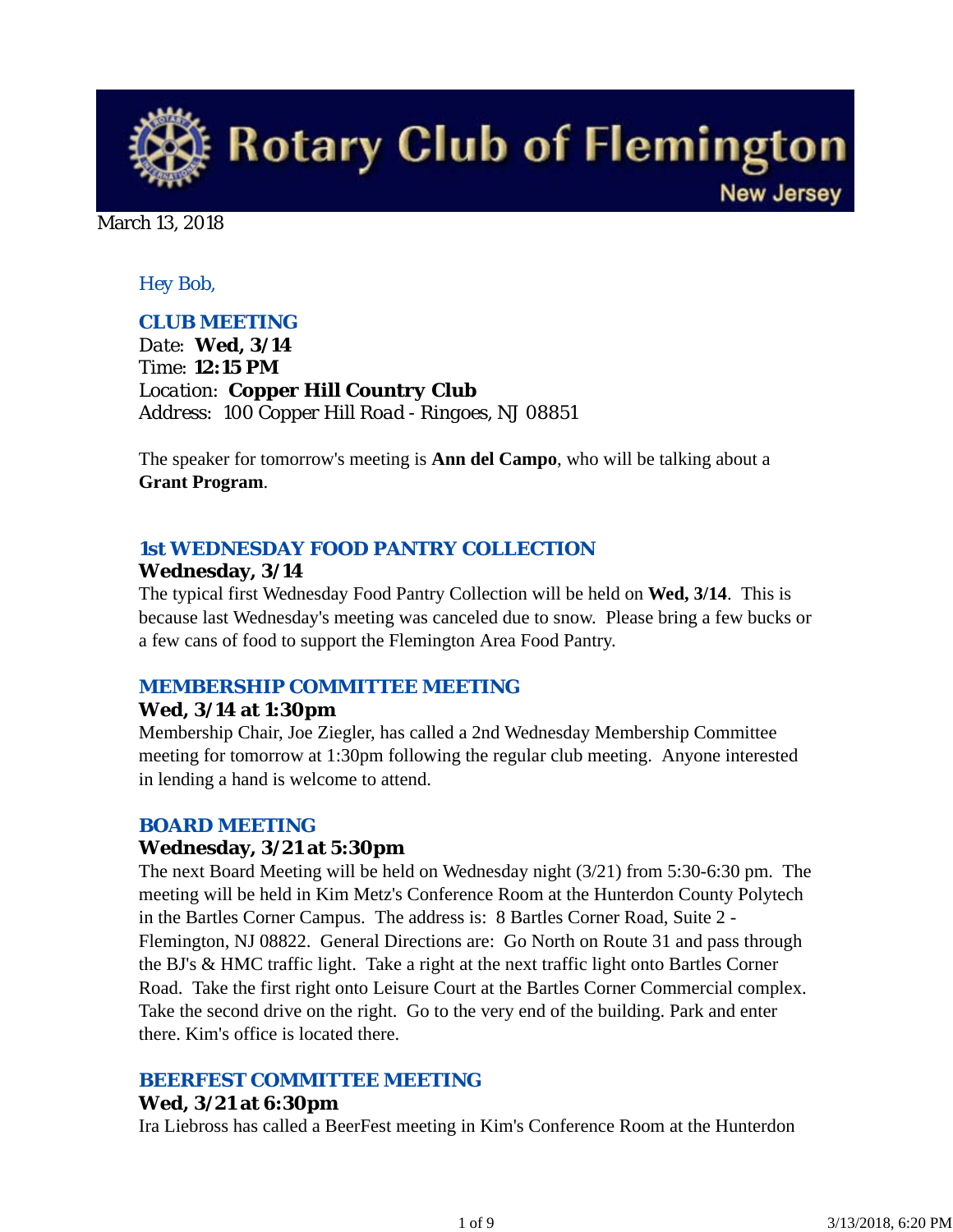# Rotary Club of Flemington New Jersey

March 13, 2018

*Hey Bob,*

### CLUB MEETING

*Date:* **Wed, 3/14**
*Time:* **12:15 PM**
*Location:* **Copper Hill Country Club**
*Address:* 100 Copper Hill Road - Ringoes, NJ 08851

The speaker for tomorrow's meeting is **Ann del Campo**, who will be talking about a **Grant Program**.

### 1st WEDNESDAY FOOD PANTRY COLLECTION

**Wednesday, 3/14**

The typical first Wednesday Food Pantry Collection will be held on **Wed, 3/14**. This is because last Wednesday's meeting was canceled due to snow. Please bring a few bucks or a few cans of food to support the Flemington Area Food Pantry.

### MEMBERSHIP COMMITTEE MEETING

**Wed, 3/14 at 1:30pm**

Membership Chair, Joe Ziegler, has called a 2nd Wednesday Membership Committee meeting for tomorrow at 1:30pm following the regular club meeting. Anyone interested in lending a hand is welcome to attend.

### BOARD MEETING

**Wednesday, 3/21 at 5:30pm**

The next Board Meeting will be held on Wednesday night (3/21) from 5:30-6:30 pm. The meeting will be held in Kim Metz's Conference Room at the Hunterdon County Polytech in the Bartles Corner Campus. The address is: 8 Bartles Corner Road, Suite 2 - Flemington, NJ 08822. General Directions are: Go North on Route 31 and pass through the BJ's & HMC traffic light. Take a right at the next traffic light onto Bartles Corner Road. Take the first right onto Leisure Court at the Bartles Corner Commercial complex. Take the second drive on the right. Go to the very end of the building. Park and enter there. Kim's office is located there.

### BEERFEST COMMITTEE MEETING

**Wed, 3/21 at 6:30pm**

Ira Liebross has called a BeerFest meeting in Kim's Conference Room at the Hunterdon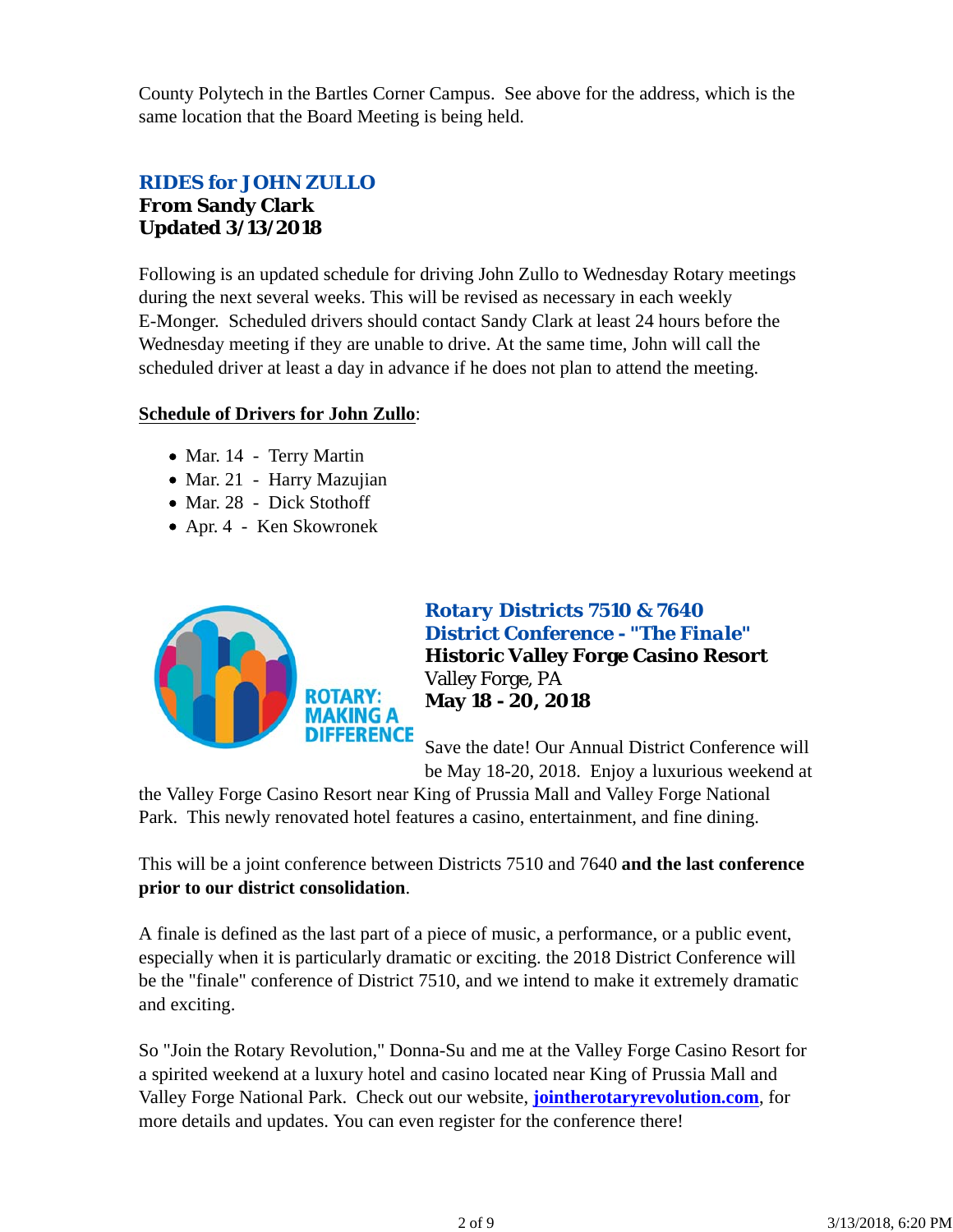County Polytech in the Bartles Corner Campus. See above for the address, which is the same location that the Board Meeting is being held.

### RIDES for JOHN ZULLO
**From Sandy Clark**
**Updated 3/13/2018**

Following is an updated schedule for driving John Zullo to Wednesday Rotary meetings during the next several weeks. This will be revised as necessary in each weekly E-Monger. Scheduled drivers should contact Sandy Clark at least 24 hours before the Wednesday meeting if they are unable to drive. At the same time, John will call the scheduled driver at least a day in advance if he does not plan to attend the meeting.

**Schedule of Drivers for John Zullo**:

- Mar. 14 - Terry Martin
- Mar. 21 - Harry Mazujian
- Mar. 28 - Dick Stothoff
- Apr. 4 - Ken Skowronek

### Rotary Districts 7510 & 7640
### District Conference - "The Finale"
**Historic Valley Forge Casino Resort**
Valley Forge, PA
**May 18 - 20, 2018**

ROTARY: MAKING A DIFFERENCE

Save the date! Our Annual District Conference will be May 18-20, 2018. Enjoy a luxurious weekend at the Valley Forge Casino Resort near King of Prussia Mall and Valley Forge National Park. This newly renovated hotel features a casino, entertainment, and fine dining.

This will be a joint conference between Districts 7510 and 7640 **and the last conference prior to our district consolidation**.

A finale is defined as the last part of a piece of music, a performance, or a public event, especially when it is particularly dramatic or exciting. the 2018 District Conference will be the "finale" conference of District 7510, and we intend to make it extremely dramatic and exciting.

So "Join the Rotary Revolution," Donna-Su and me at the Valley Forge Casino Resort for a spirited weekend at a luxury hotel and casino located near King of Prussia Mall and Valley Forge National Park. Check out our website, **jointherotaryrevolution.com**, for more details and updates. You can even register for the conference there!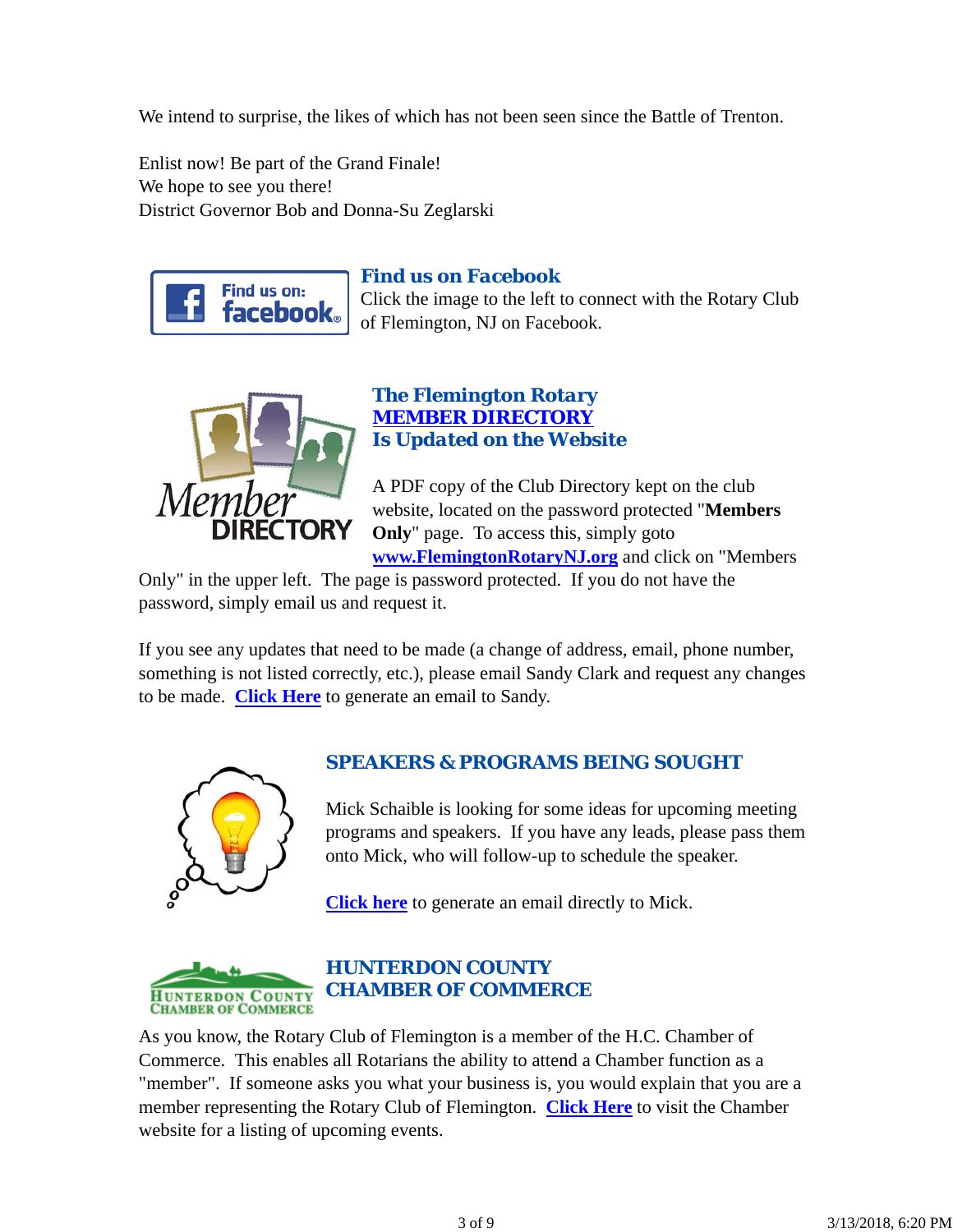We intend to surprise, the likes of which has not been seen since the Battle of Trenton.

Enlist now! Be part of the Grand Finale!
We hope to see you there!
District Governor Bob and Donna-Su Zeglarski

### *Find us on Facebook*

Click the image to the left to connect with the Rotary Club of Flemington, NJ on Facebook.

### The Flemington Rotary MEMBER DIRECTORY Is Updated on the Website

A PDF copy of the Club Directory kept on the club website, located on the password protected "**Members Only**" page. To access this, simply goto **www.FlemingtonRotaryNJ.org** and click on "Members Only" in the upper left. The page is password protected. If you do not have the password, simply email us and request it.

If you see any updates that need to be made (a change of address, email, phone number, something is not listed correctly, etc.), please email Sandy Clark and request any changes to be made. **Click Here** to generate an email to Sandy.

### SPEAKERS & PROGRAMS BEING SOUGHT

Mick Schaible is looking for some ideas for upcoming meeting programs and speakers. If you have any leads, please pass them onto Mick, who will follow-up to schedule the speaker.

**Click here** to generate an email directly to Mick.

### HUNTERDON COUNTY CHAMBER OF COMMERCE

As you know, the Rotary Club of Flemington is a member of the H.C. Chamber of Commerce. This enables all Rotarians the ability to attend a Chamber function as a "member". If someone asks you what your business is, you would explain that you are a member representing the Rotary Club of Flemington. **Click Here** to visit the Chamber website for a listing of upcoming events.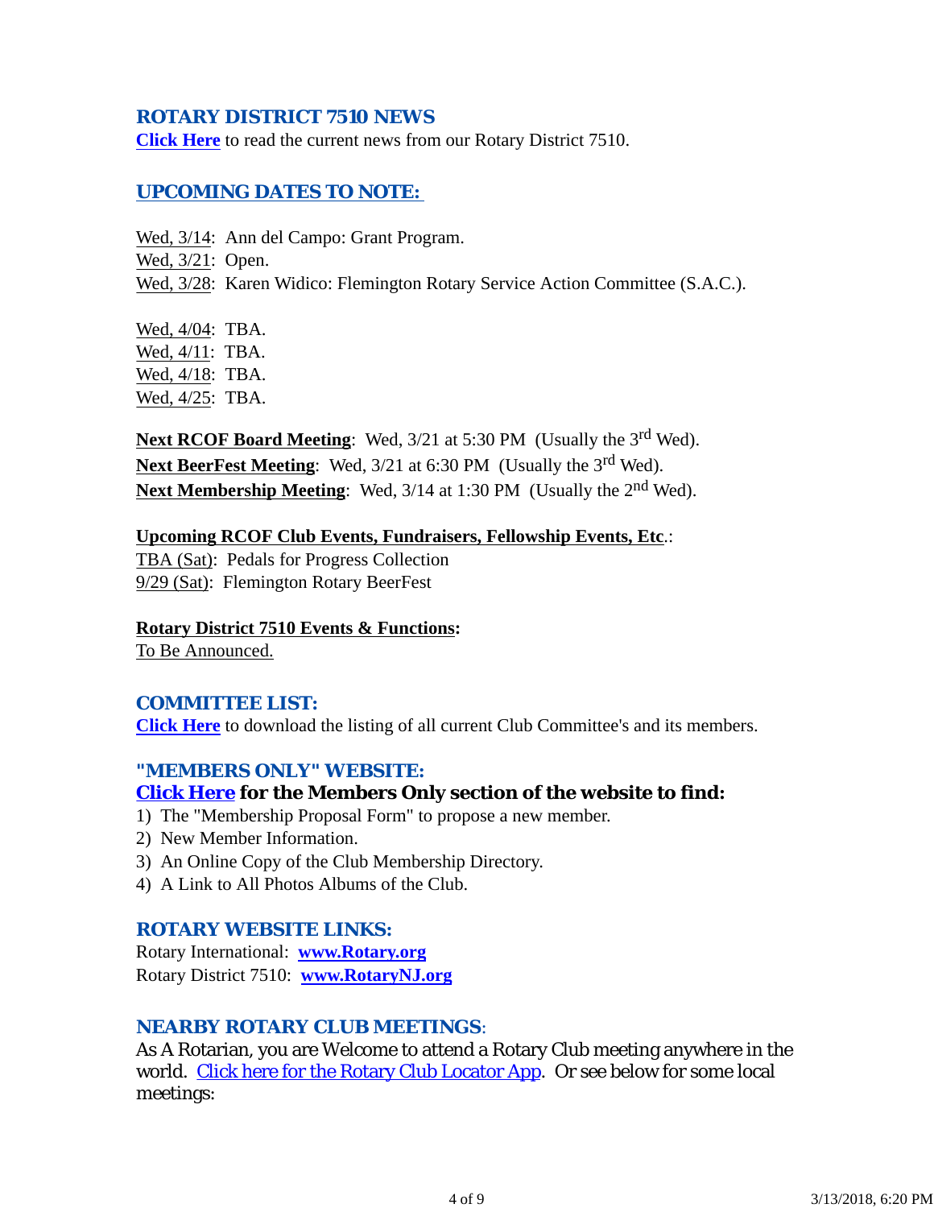## ROTARY DISTRICT 7510 NEWS

**Click Here** to read the current news from our Rotary District 7510.

## UPCOMING DATES TO NOTE:

Wed, 3/14: Ann del Campo: Grant Program.
Wed, 3/21: Open.
Wed, 3/28: Karen Widico: Flemington Rotary Service Action Committee (S.A.C.).

Wed, 4/04: TBA.
Wed, 4/11: TBA.
Wed, 4/18: TBA.
Wed, 4/25: TBA.

**Next RCOF Board Meeting**: Wed, 3/21 at 5:30 PM (Usually the 3rd Wed).
**Next BeerFest Meeting**: Wed, 3/21 at 6:30 PM (Usually the 3rd Wed).
**Next Membership Meeting**: Wed, 3/14 at 1:30 PM (Usually the 2nd Wed).

**Upcoming RCOF Club Events, Fundraisers, Fellowship Events, Etc**.:
TBA (Sat): Pedals for Progress Collection
9/29 (Sat): Flemington Rotary BeerFest

**Rotary District 7510 Events & Functions:**
To Be Announced.

## COMMITTEE LIST:

**Click Here** to download the listing of all current Club Committee's and its members.

## "MEMBERS ONLY" WEBSITE:

**Click Here for the Members Only section of the website to find:**

1) The "Membership Proposal Form" to propose a new member.
2) New Member Information.
3) An Online Copy of the Club Membership Directory.
4) A Link to All Photos Albums of the Club.

## ROTARY WEBSITE LINKS:

Rotary International: **www.Rotary.org**
Rotary District 7510: **www.RotaryNJ.org**

## NEARBY ROTARY CLUB MEETINGS:

As A Rotarian, you are Welcome to attend a Rotary Club meeting anywhere in the world. Click here for the Rotary Club Locator App. Or see below for some local meetings: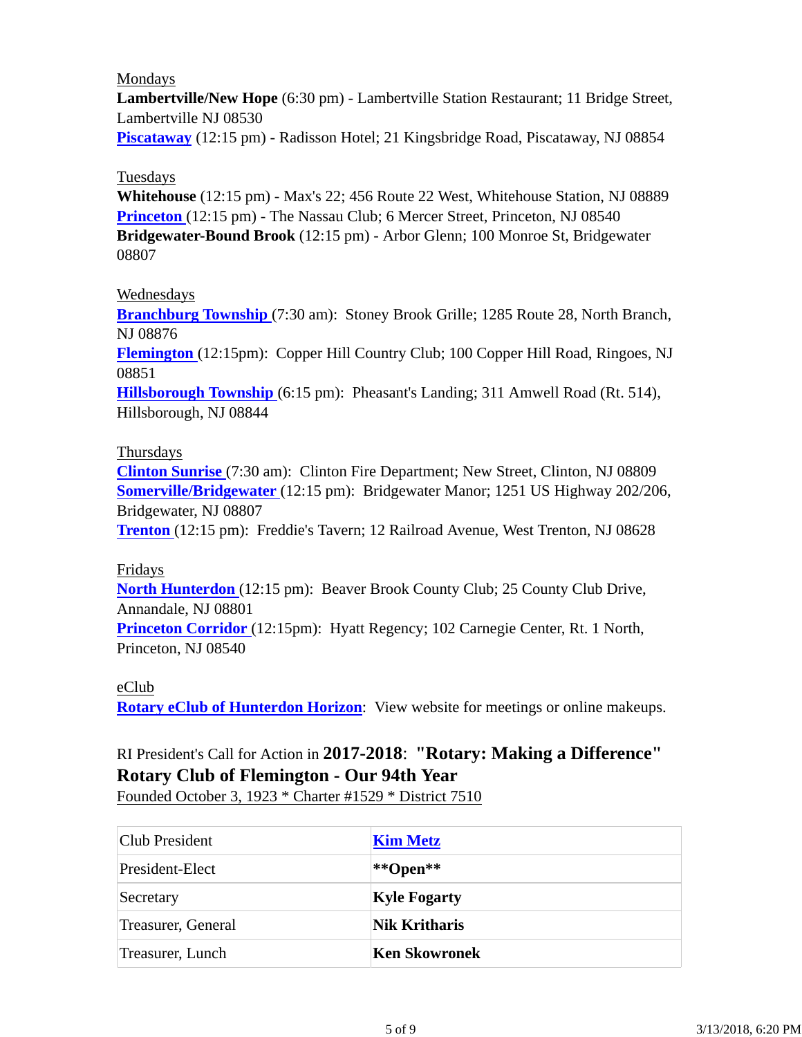Mondays

**Lambertville/New Hope** (6:30 pm) - Lambertville Station Restaurant; 11 Bridge Street, Lambertville NJ 08530

**Piscataway** (12:15 pm) - Radisson Hotel; 21 Kingsbridge Road, Piscataway, NJ 08854

Tuesdays

**Whitehouse** (12:15 pm) - Max's 22; 456 Route 22 West, Whitehouse Station, NJ 08889

**Princeton** (12:15 pm) - The Nassau Club; 6 Mercer Street, Princeton, NJ 08540

**Bridgewater-Bound Brook** (12:15 pm) - Arbor Glenn; 100 Monroe St, Bridgewater 08807

Wednesdays

**Branchburg Township** (7:30 am): Stoney Brook Grille; 1285 Route 28, North Branch, NJ 08876

**Flemington** (12:15pm): Copper Hill Country Club; 100 Copper Hill Road, Ringoes, NJ 08851

**Hillsborough Township** (6:15 pm): Pheasant's Landing; 311 Amwell Road (Rt. 514), Hillsborough, NJ 08844

Thursdays

**Clinton Sunrise** (7:30 am): Clinton Fire Department; New Street, Clinton, NJ 08809

**Somerville/Bridgewater** (12:15 pm): Bridgewater Manor; 1251 US Highway 202/206, Bridgewater, NJ 08807

**Trenton** (12:15 pm): Freddie's Tavern; 12 Railroad Avenue, West Trenton, NJ 08628

Fridays

**North Hunterdon** (12:15 pm): Beaver Brook County Club; 25 County Club Drive, Annandale, NJ 08801

**Princeton Corridor** (12:15pm): Hyatt Regency; 102 Carnegie Center, Rt. 1 North, Princeton, NJ 08540

eClub

**Rotary eClub of Hunterdon Horizon**: View website for meetings or online makeups.

RI President's Call for Action in **2017-2018**: **"Rotary: Making a Difference"**

**Rotary Club of Flemington - Our 94th Year**

Founded October 3, 1923 * Charter #1529 * District 7510

| Club President | **Kim Metz** |
|---|---|
| President-Elect | **\*\*Open\*\*** |
| Secretary | **Kyle Fogarty** |
| Treasurer, General | **Nik Kritharis** |
| Treasurer, Lunch | **Ken Skowronek** |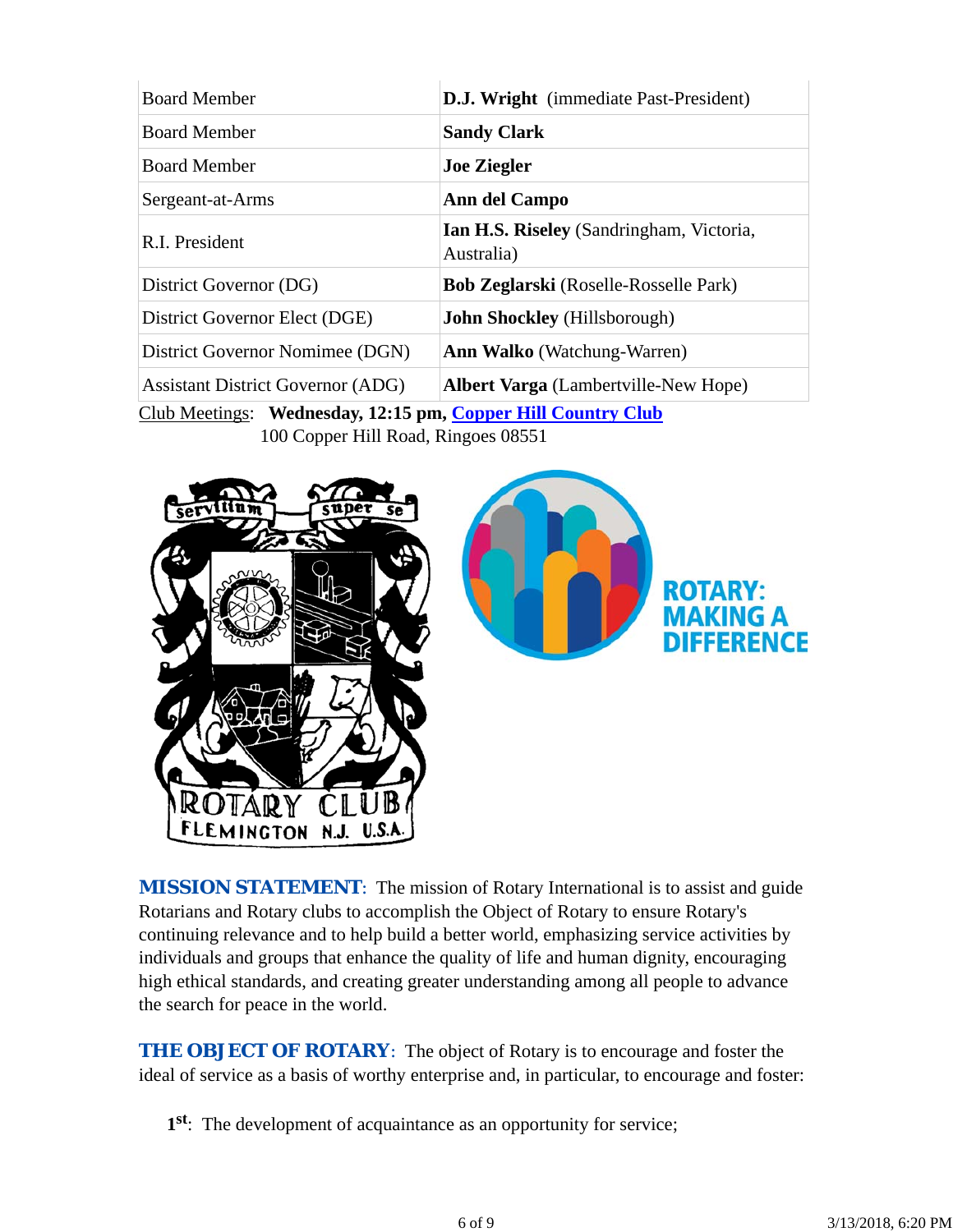| Board Member | **D.J. Wright** (immediate Past-President) |
|---|---|
| Board Member | **Sandy Clark** |
| Board Member | **Joe Ziegler** |
| Sergeant-at-Arms | **Ann del Campo** |
| R.I. President | **Ian H.S. Riseley** (Sandringham, Victoria, Australia) |
| District Governor (DG) | **Bob Zeglarski** (Roselle-Rosselle Park) |
| District Governor Elect (DGE) | **John Shockley** (Hillsborough) |
| District Governor Nomimee (DGN) | **Ann Walko** (Watchung-Warren) |
| Assistant District Governor (ADG) | **Albert Varga** (Lambertville-New Hope) |

Club Meetings: **Wednesday, 12:15 pm, Copper Hill Country Club**
100 Copper Hill Road, Ringoes 08551

**MISSION STATEMENT**: The mission of Rotary International is to assist and guide Rotarians and Rotary clubs to accomplish the Object of Rotary to ensure Rotary's continuing relevance and to help build a better world, emphasizing service activities by individuals and groups that enhance the quality of life and human dignity, encouraging high ethical standards, and creating greater understanding among all people to advance the search for peace in the world.

**THE OBJECT OF ROTARY**: The object of Rotary is to encourage and foster the ideal of service as a basis of worthy enterprise and, in particular, to encourage and foster:

1st: The development of acquaintance as an opportunity for service;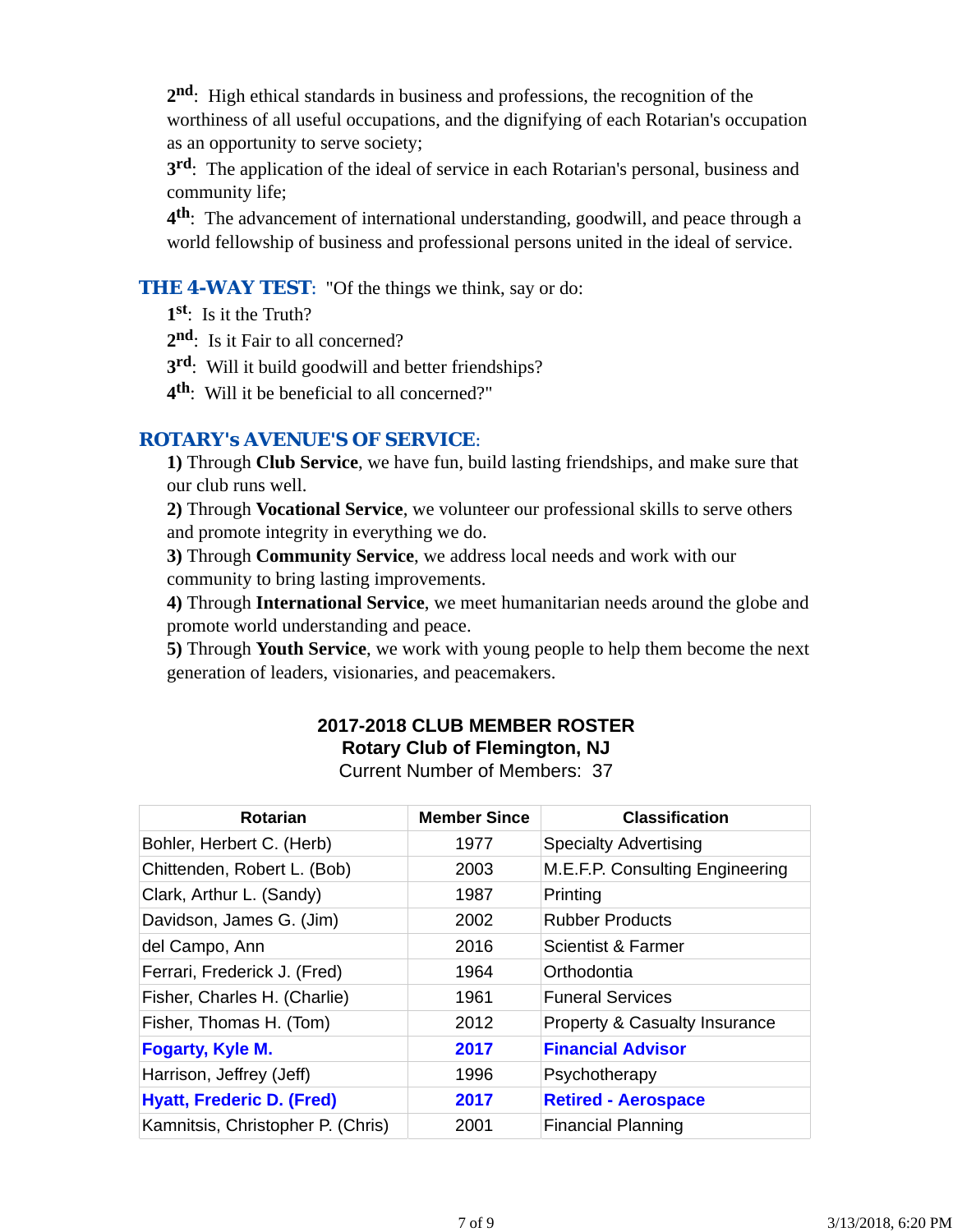**2nd**: High ethical standards in business and professions, the recognition of the worthiness of all useful occupations, and the dignifying of each Rotarian's occupation as an opportunity to serve society;

**3rd**: The application of the ideal of service in each Rotarian's personal, business and community life;

**4th**: The advancement of international understanding, goodwill, and peace through a world fellowship of business and professional persons united in the ideal of service.

**THE 4-WAY TEST**: "Of the things we think, say or do:

**1st**: Is it the Truth?

**2nd**: Is it Fair to all concerned?

**3rd**: Will it build goodwill and better friendships?

**4th**: Will it be beneficial to all concerned?"

## ROTARY's AVENUE'S OF SERVICE:

**1)** Through **Club Service**, we have fun, build lasting friendships, and make sure that our club runs well.

**2)** Through **Vocational Service**, we volunteer our professional skills to serve others and promote integrity in everything we do.

**3)** Through **Community Service**, we address local needs and work with our community to bring lasting improvements.

**4)** Through **International Service**, we meet humanitarian needs around the globe and promote world understanding and peace.

**5)** Through **Youth Service**, we work with young people to help them become the next generation of leaders, visionaries, and peacemakers.

**2017-2018 CLUB MEMBER ROSTER**
**Rotary Club of Flemington, NJ**
Current Number of Members: 37

| Rotarian | Member Since | Classification |
|---|---|---|
| Bohler, Herbert C. (Herb) | 1977 | Specialty Advertising |
| Chittenden, Robert L. (Bob) | 2003 | M.E.F.P. Consulting Engineering |
| Clark, Arthur L. (Sandy) | 1987 | Printing |
| Davidson, James G. (Jim) | 2002 | Rubber Products |
| del Campo, Ann | 2016 | Scientist & Farmer |
| Ferrari, Frederick J. (Fred) | 1964 | Orthodontia |
| Fisher, Charles H. (Charlie) | 1961 | Funeral Services |
| Fisher, Thomas H. (Tom) | 2012 | Property & Casualty Insurance |
| **Fogarty, Kyle M.** | **2017** | **Financial Advisor** |
| Harrison, Jeffrey (Jeff) | 1996 | Psychotherapy |
| **Hyatt, Frederic D. (Fred)** | **2017** | **Retired - Aerospace** |
| Kamnitsis, Christopher P. (Chris) | 2001 | Financial Planning |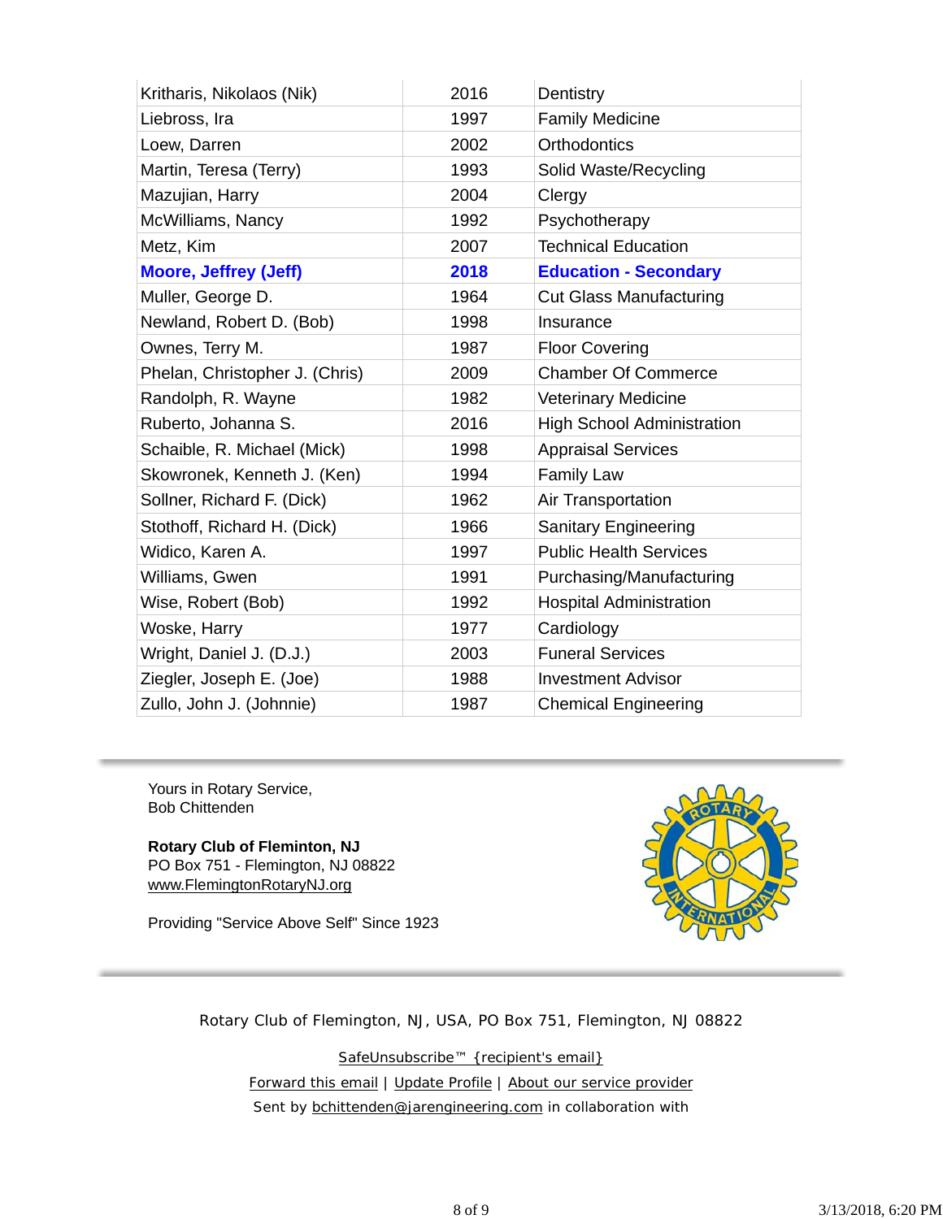| | | |
|---|---|---|
| Kritharis, Nikolaos (Nik) | 2016 | Dentistry |
| Liebross, Ira | 1997 | Family Medicine |
| Loew, Darren | 2002 | Orthodontics |
| Martin, Teresa (Terry) | 1993 | Solid Waste/Recycling |
| Mazujian, Harry | 2004 | Clergy |
| McWilliams, Nancy | 1992 | Psychotherapy |
| Metz, Kim | 2007 | Technical Education |
| **Moore, Jeffrey (Jeff)** | **2018** | **Education - Secondary** |
| Muller, George D. | 1964 | Cut Glass Manufacturing |
| Newland, Robert D. (Bob) | 1998 | Insurance |
| Ownes, Terry M. | 1987 | Floor Covering |
| Phelan, Christopher J. (Chris) | 2009 | Chamber Of Commerce |
| Randolph, R. Wayne | 1982 | Veterinary Medicine |
| Ruberto, Johanna S. | 2016 | High School Administration |
| Schaible, R. Michael (Mick) | 1998 | Appraisal Services |
| Skowronek, Kenneth J. (Ken) | 1994 | Family Law |
| Sollner, Richard F. (Dick) | 1962 | Air Transportation |
| Stothoff, Richard H. (Dick) | 1966 | Sanitary Engineering |
| Widico, Karen A. | 1997 | Public Health Services |
| Williams, Gwen | 1991 | Purchasing/Manufacturing |
| Wise, Robert (Bob) | 1992 | Hospital Administration |
| Woske, Harry | 1977 | Cardiology |
| Wright, Daniel J. (D.J.) | 2003 | Funeral Services |
| Ziegler, Joseph E. (Joe) | 1988 | Investment Advisor |
| Zullo, John J. (Johnnie) | 1987 | Chemical Engineering |

---

Yours in Rotary Service,
Bob Chittenden

**Rotary Club of Fleminton, NJ**
PO Box 751 - Flemington, NJ 08822
www.FlemingtonRotaryNJ.org

Providing "Service Above Self" Since 1923

---

Rotary Club of Flemington, NJ, USA, PO Box 751, Flemington, NJ 08822

SafeUnsubscribe™ {recipient's email}

Forward this email | Update Profile | About our service provider

Sent by bchittenden@jarengineering.com in collaboration with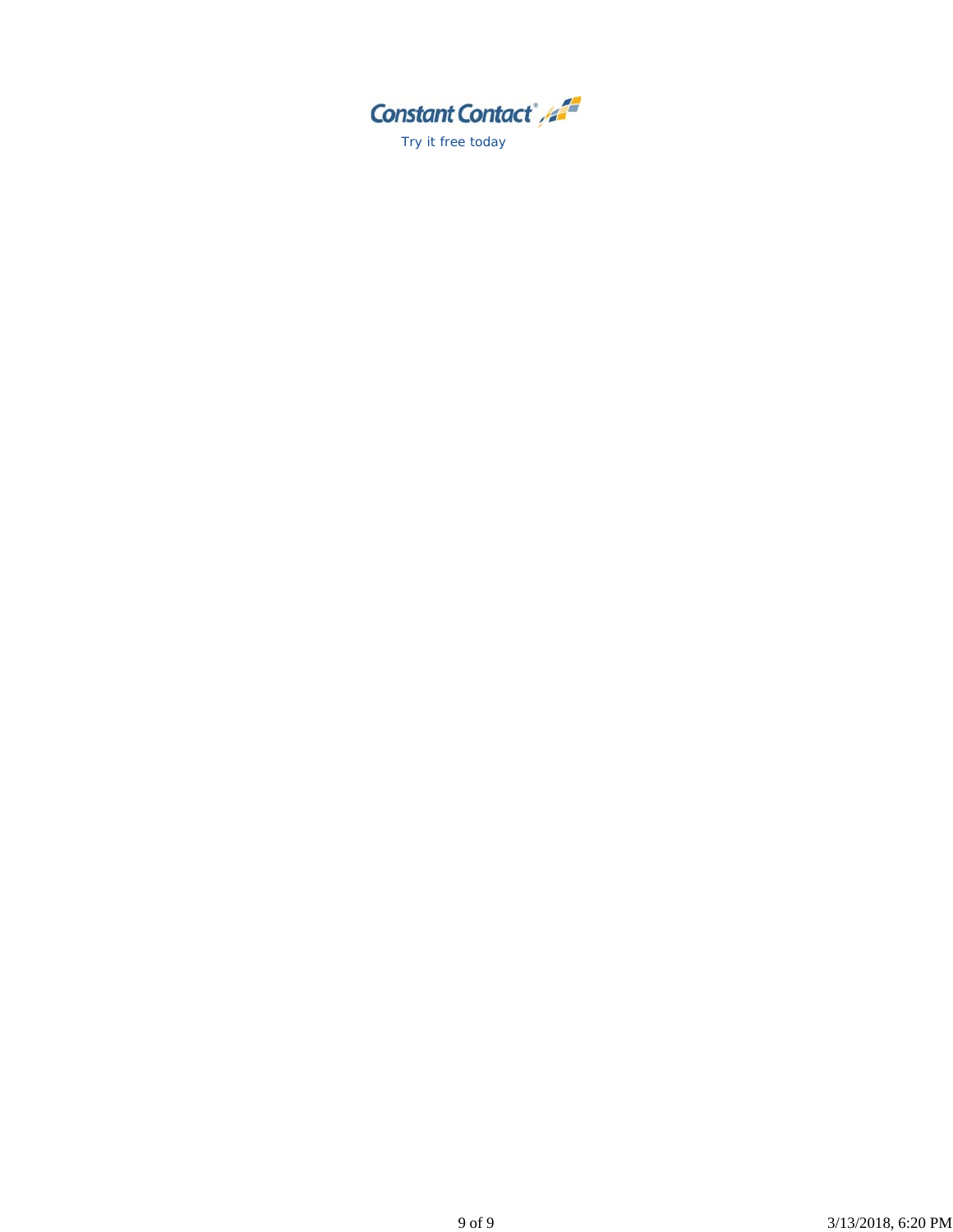Constant Contact®

Try it free today